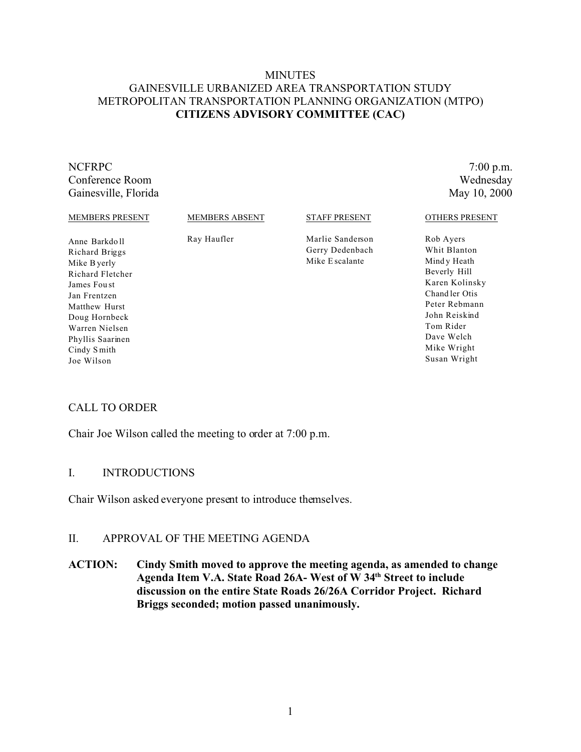# MINUTES
## GAINESVILLE URBANIZED AREA TRANSPORTATION STUDY
## METROPOLITAN TRANSPORTATION PLANNING ORGANIZATION (MTPO)
## CITIZENS ADVISORY COMMITTEE (CAC)

NCFRPC
Conference Room
Gainesville, Florida

7:00 p.m.
Wednesday
May 10, 2000

| MEMBERS PRESENT | MEMBERS ABSENT | STAFF PRESENT | OTHERS PRESENT |
|---|---|---|---|
| Anne Barkdoll | Ray Haufler | Marlie Sanderson | Rob Ayers |
| Richard Briggs | | Gerry Dedenbach | Whit Blanton |
| Mike Byerly | | Mike Escalante | Mindy Heath |
| Richard Fletcher | | | Beverly Hill |
| James Foust | | | Karen Kolinsky |
| Jan Frentzen | | | Chandler Otis |
| Matthew Hurst | | | Peter Rebmann |
| Doug Hornbeck | | | John Reiskind |
| Warren Nielsen | | | Tom Rider |
| Phyllis Saarinen | | | Dave Welch |
| Cindy Smith | | | Mike Wright |
| Joe Wilson | | | Susan Wright |

CALL TO ORDER

Chair Joe Wilson called the meeting to order at 7:00 p.m.

I. INTRODUCTIONS

Chair Wilson asked everyone present to introduce themselves.

II. APPROVAL OF THE MEETING AGENDA

**ACTION: Cindy Smith moved to approve the meeting agenda, as amended to change Agenda Item V.A. State Road 26A- West of W 34th Street to include discussion on the entire State Roads 26/26A Corridor Project. Richard Briggs seconded; motion passed unanimously.**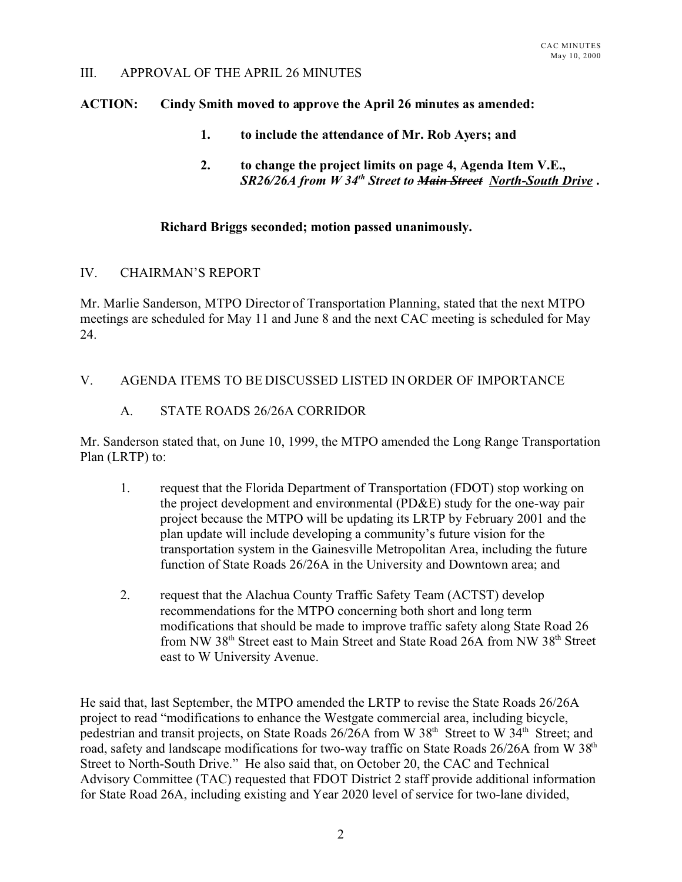III. APPROVAL OF THE APRIL 26 MINUTES

**ACTION: Cindy Smith moved to approve the April 26 minutes as amended:**

> **1. to include the attendance of Mr. Rob Ayers; and**
>
> **2. to change the project limits on page 4, Agenda Item V.E., *SR26/26A from W 34th Street to ~~Main Street~~ North-South Drive* .**

**Richard Briggs seconded; motion passed unanimously.**

IV. CHAIRMAN'S REPORT

Mr. Marlie Sanderson, MTPO Director of Transportation Planning, stated that the next MTPO meetings are scheduled for May 11 and June 8 and the next CAC meeting is scheduled for May 24.

V. AGENDA ITEMS TO BE DISCUSSED LISTED IN ORDER OF IMPORTANCE

A. STATE ROADS 26/26A CORRIDOR

Mr. Sanderson stated that, on June 10, 1999, the MTPO amended the Long Range Transportation Plan (LRTP) to:

1. request that the Florida Department of Transportation (FDOT) stop working on the project development and environmental (PD&E) study for the one-way pair project because the MTPO will be updating its LRTP by February 2001 and the plan update will include developing a community's future vision for the transportation system in the Gainesville Metropolitan Area, including the future function of State Roads 26/26A in the University and Downtown area; and

2. request that the Alachua County Traffic Safety Team (ACTST) develop recommendations for the MTPO concerning both short and long term modifications that should be made to improve traffic safety along State Road 26 from NW 38th Street east to Main Street and State Road 26A from NW 38th Street east to W University Avenue.

He said that, last September, the MTPO amended the LRTP to revise the State Roads 26/26A project to read "modifications to enhance the Westgate commercial area, including bicycle, pedestrian and transit projects, on State Roads 26/26A from W 38th Street to W 34th Street; and road, safety and landscape modifications for two-way traffic on State Roads 26/26A from W 38th Street to North-South Drive." He also said that, on October 20, the CAC and Technical Advisory Committee (TAC) requested that FDOT District 2 staff provide additional information for State Road 26A, including existing and Year 2020 level of service for two-lane divided,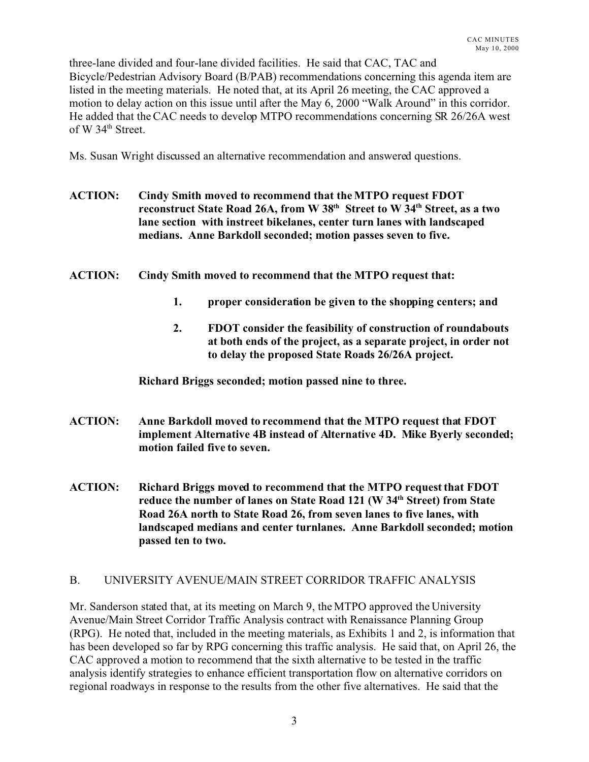three-lane divided and four-lane divided facilities. He said that CAC, TAC and Bicycle/Pedestrian Advisory Board (B/PAB) recommendations concerning this agenda item are listed in the meeting materials. He noted that, at its April 26 meeting, the CAC approved a motion to delay action on this issue until after the May 6, 2000 "Walk Around" in this corridor. He added that the CAC needs to develop MTPO recommendations concerning SR 26/26A west of W 34th Street.

Ms. Susan Wright discussed an alternative recommendation and answered questions.

**ACTION: Cindy Smith moved to recommend that the MTPO request FDOT reconstruct State Road 26A, from W 38th Street to W 34th Street, as a two lane section with instreet bikelanes, center turn lanes with landscaped medians. Anne Barkdoll seconded; motion passes seven to five.**

**ACTION: Cindy Smith moved to recommend that the MTPO request that:**

1. **proper consideration be given to the shopping centers; and**
2. **FDOT consider the feasibility of construction of roundabouts at both ends of the project, as a separate project, in order not to delay the proposed State Roads 26/26A project.**

**Richard Briggs seconded; motion passed nine to three.**

**ACTION: Anne Barkdoll moved to recommend that the MTPO request that FDOT implement Alternative 4B instead of Alternative 4D. Mike Byerly seconded; motion failed five to seven.**

**ACTION: Richard Briggs moved to recommend that the MTPO request that FDOT reduce the number of lanes on State Road 121 (W 34th Street) from State Road 26A north to State Road 26, from seven lanes to five lanes, with landscaped medians and center turnlanes. Anne Barkdoll seconded; motion passed ten to two.**

B. UNIVERSITY AVENUE/MAIN STREET CORRIDOR TRAFFIC ANALYSIS

Mr. Sanderson stated that, at its meeting on March 9, the MTPO approved the University Avenue/Main Street Corridor Traffic Analysis contract with Renaissance Planning Group (RPG). He noted that, included in the meeting materials, as Exhibits 1 and 2, is information that has been developed so far by RPG concerning this traffic analysis. He said that, on April 26, the CAC approved a motion to recommend that the sixth alternative to be tested in the traffic analysis identify strategies to enhance efficient transportation flow on alternative corridors on regional roadways in response to the results from the other five alternatives. He said that the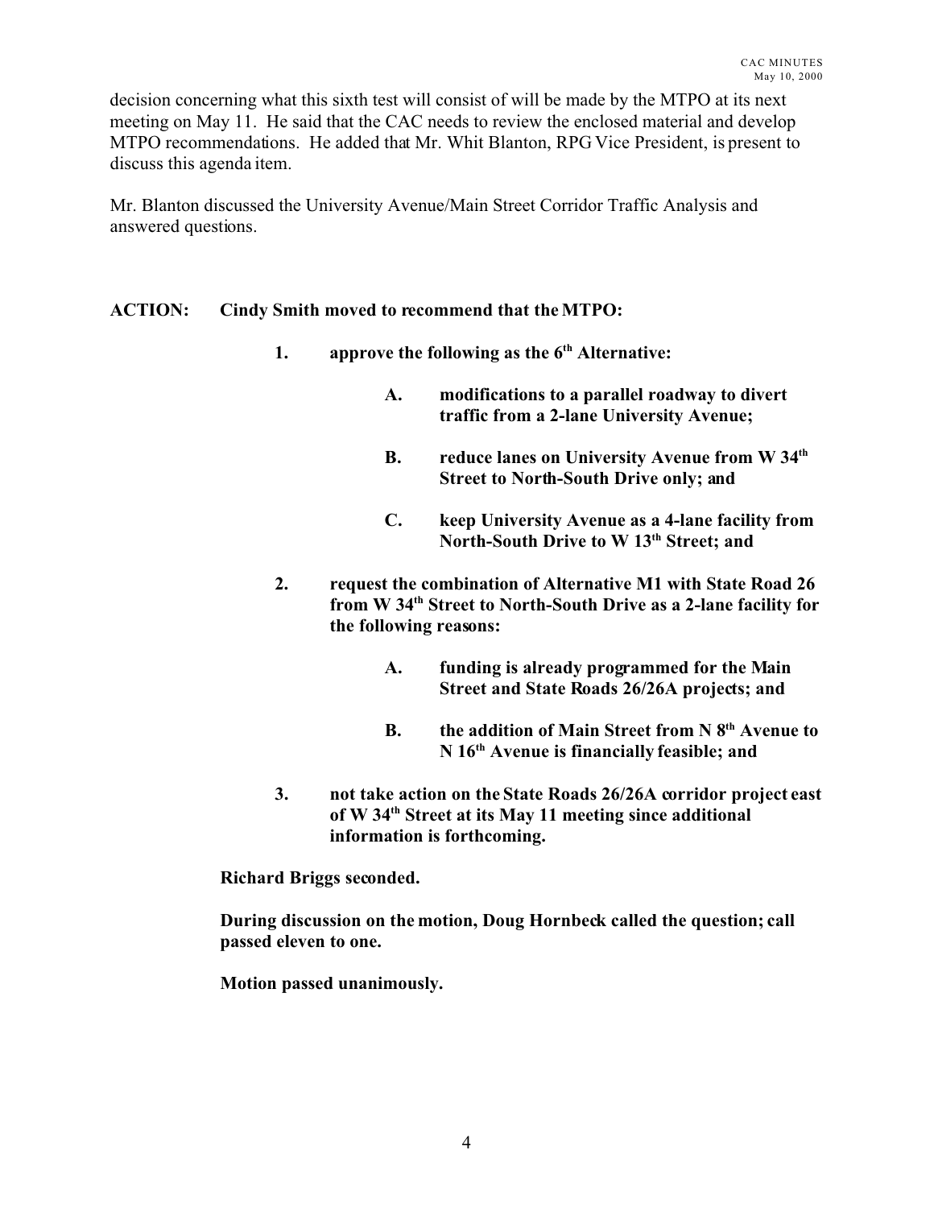decision concerning what this sixth test will consist of will be made by the MTPO at its next meeting on May 11. He said that the CAC needs to review the enclosed material and develop MTPO recommendations. He added that Mr. Whit Blanton, RPG Vice President, is present to discuss this agenda item.

Mr. Blanton discussed the University Avenue/Main Street Corridor Traffic Analysis and answered questions.

**ACTION: Cindy Smith moved to recommend that the MTPO:**

1. **approve the following as the 6th Alternative:**
   - **A. modifications to a parallel roadway to divert traffic from a 2-lane University Avenue;**
   - **B. reduce lanes on University Avenue from W 34th Street to North-South Drive only; and**
   - **C. keep University Avenue as a 4-lane facility from North-South Drive to W 13th Street; and**
2. **request the combination of Alternative M1 with State Road 26 from W 34th Street to North-South Drive as a 2-lane facility for the following reasons:**
   - **A. funding is already programmed for the Main Street and State Roads 26/26A projects; and**
   - **B. the addition of Main Street from N 8th Avenue to N 16th Avenue is financially feasible; and**
3. **not take action on the State Roads 26/26A corridor project east of W 34th Street at its May 11 meeting since additional information is forthcoming.**

**Richard Briggs seconded.**

**During discussion on the motion, Doug Hornbeck called the question; call passed eleven to one.**

**Motion passed unanimously.**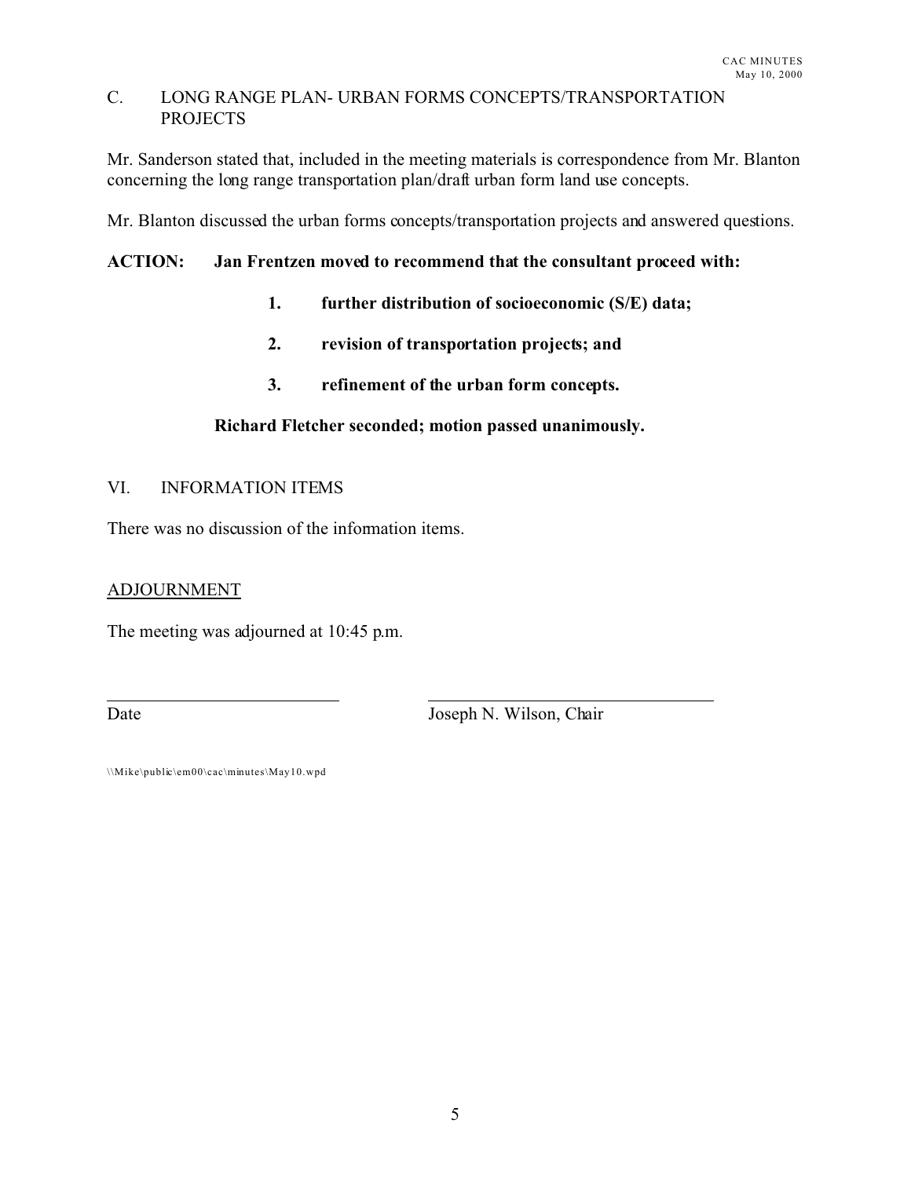C. LONG RANGE PLAN- URBAN FORMS CONCEPTS/TRANSPORTATION PROJECTS

Mr. Sanderson stated that, included in the meeting materials is correspondence from Mr. Blanton concerning the long range transportation plan/draft urban form land use concepts.

Mr. Blanton discussed the urban forms concepts/transportation projects and answered questions.

**ACTION: Jan Frentzen moved to recommend that the consultant proceed with:**

1. **further distribution of socioeconomic (S/E) data;**
2. **revision of transportation projects; and**
3. **refinement of the urban form concepts.**

**Richard Fletcher seconded; motion passed unanimously.**

VI. INFORMATION ITEMS

There was no discussion of the information items.

ADJOURNMENT

The meeting was adjourned at 10:45 p.m.

\_\_\_\_\_\_\_\_\_\_\_\_\_\_\_\_\_\_\_\_\_\_\_\_\_\_ \_\_\_\_\_\_\_\_\_\_\_\_\_\_\_\_\_\_\_\_\_\_\_\_\_\_\_\_\_\_\_\_

Date Joseph N. Wilson, Chair

\\Mike\public\em00\cac\minutes\May10.wpd